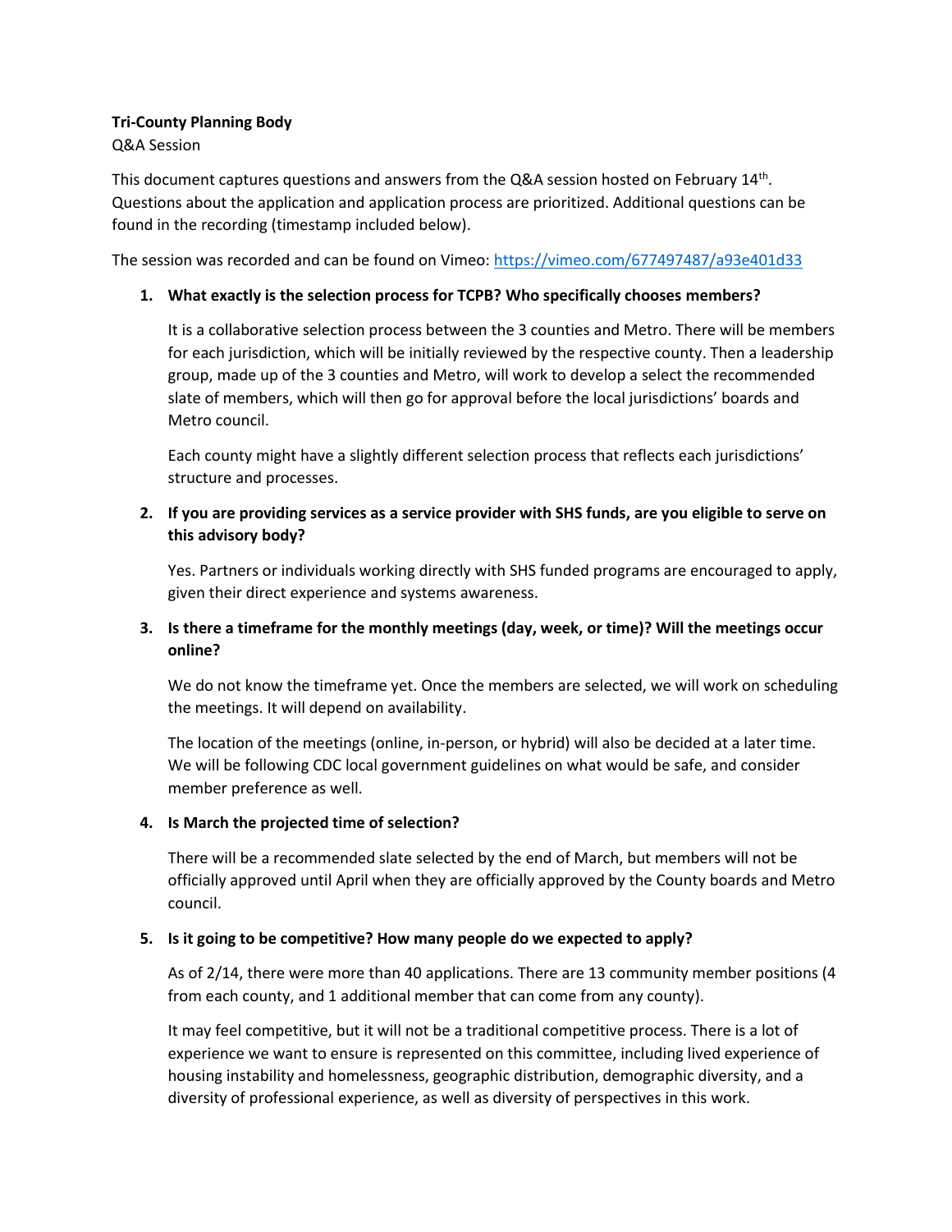**Tri-County Planning Body**

Q&A Session

This document captures questions and answers from the Q&A session hosted on February 14th. Questions about the application and application process are prioritized. Additional questions can be found in the recording (timestamp included below).

The session was recorded and can be found on Vimeo: https://vimeo.com/677497487/a93e401d33

1. **What exactly is the selection process for TCPB? Who specifically chooses members?**

   It is a collaborative selection process between the 3 counties and Metro. There will be members for each jurisdiction, which will be initially reviewed by the respective county. Then a leadership group, made up of the 3 counties and Metro, will work to develop a select the recommended slate of members, which will then go for approval before the local jurisdictions' boards and Metro council.

   Each county might have a slightly different selection process that reflects each jurisdictions' structure and processes.

2. **If you are providing services as a service provider with SHS funds, are you eligible to serve on this advisory body?**

   Yes. Partners or individuals working directly with SHS funded programs are encouraged to apply, given their direct experience and systems awareness.

3. **Is there a timeframe for the monthly meetings (day, week, or time)? Will the meetings occur online?**

   We do not know the timeframe yet. Once the members are selected, we will work on scheduling the meetings. It will depend on availability.

   The location of the meetings (online, in-person, or hybrid) will also be decided at a later time. We will be following CDC local government guidelines on what would be safe, and consider member preference as well.

4. **Is March the projected time of selection?**

   There will be a recommended slate selected by the end of March, but members will not be officially approved until April when they are officially approved by the County boards and Metro council.

5. **Is it going to be competitive? How many people do we expected to apply?**

   As of 2/14, there were more than 40 applications. There are 13 community member positions (4 from each county, and 1 additional member that can come from any county).

   It may feel competitive, but it will not be a traditional competitive process. There is a lot of experience we want to ensure is represented on this committee, including lived experience of housing instability and homelessness, geographic distribution, demographic diversity, and a diversity of professional experience, as well as diversity of perspectives in this work.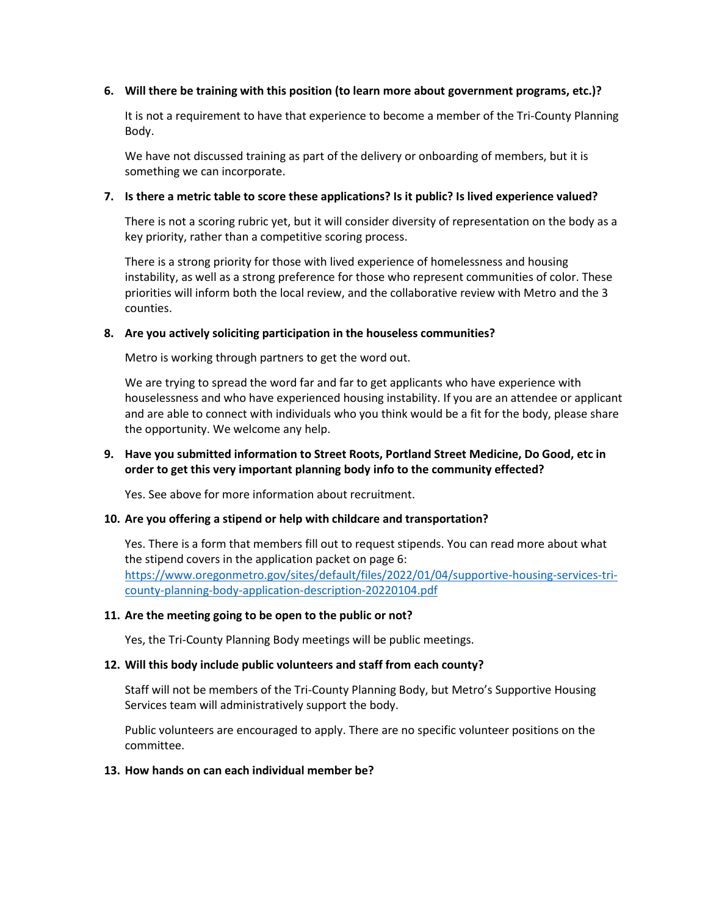6. **Will there be training with this position (to learn more about government programs, etc.)?**

   It is not a requirement to have that experience to become a member of the Tri-County Planning Body.

   We have not discussed training as part of the delivery or onboarding of members, but it is something we can incorporate.

7. **Is there a metric table to score these applications? Is it public? Is lived experience valued?**

   There is not a scoring rubric yet, but it will consider diversity of representation on the body as a key priority, rather than a competitive scoring process.

   There is a strong priority for those with lived experience of homelessness and housing instability, as well as a strong preference for those who represent communities of color. These priorities will inform both the local review, and the collaborative review with Metro and the 3 counties.

8. **Are you actively soliciting participation in the houseless communities?**

   Metro is working through partners to get the word out.

   We are trying to spread the word far and far to get applicants who have experience with houselessness and who have experienced housing instability. If you are an attendee or applicant and are able to connect with individuals who you think would be a fit for the body, please share the opportunity. We welcome any help.

9. **Have you submitted information to Street Roots, Portland Street Medicine, Do Good, etc in order to get this very important planning body info to the community effected?**

   Yes. See above for more information about recruitment.

10. **Are you offering a stipend or help with childcare and transportation?**

    Yes. There is a form that members fill out to request stipends. You can read more about what the stipend covers in the application packet on page 6: [https://www.oregonmetro.gov/sites/default/files/2022/01/04/supportive-housing-services-tri-county-planning-body-application-description-20220104.pdf](https://www.oregonmetro.gov/sites/default/files/2022/01/04/supportive-housing-services-tri-county-planning-body-application-description-20220104.pdf)

11. **Are the meeting going to be open to the public or not?**

    Yes, the Tri-County Planning Body meetings will be public meetings.

12. **Will this body include public volunteers and staff from each county?**

    Staff will not be members of the Tri-County Planning Body, but Metro's Supportive Housing Services team will administratively support the body.

    Public volunteers are encouraged to apply. There are no specific volunteer positions on the committee.

13. **How hands on can each individual member be?**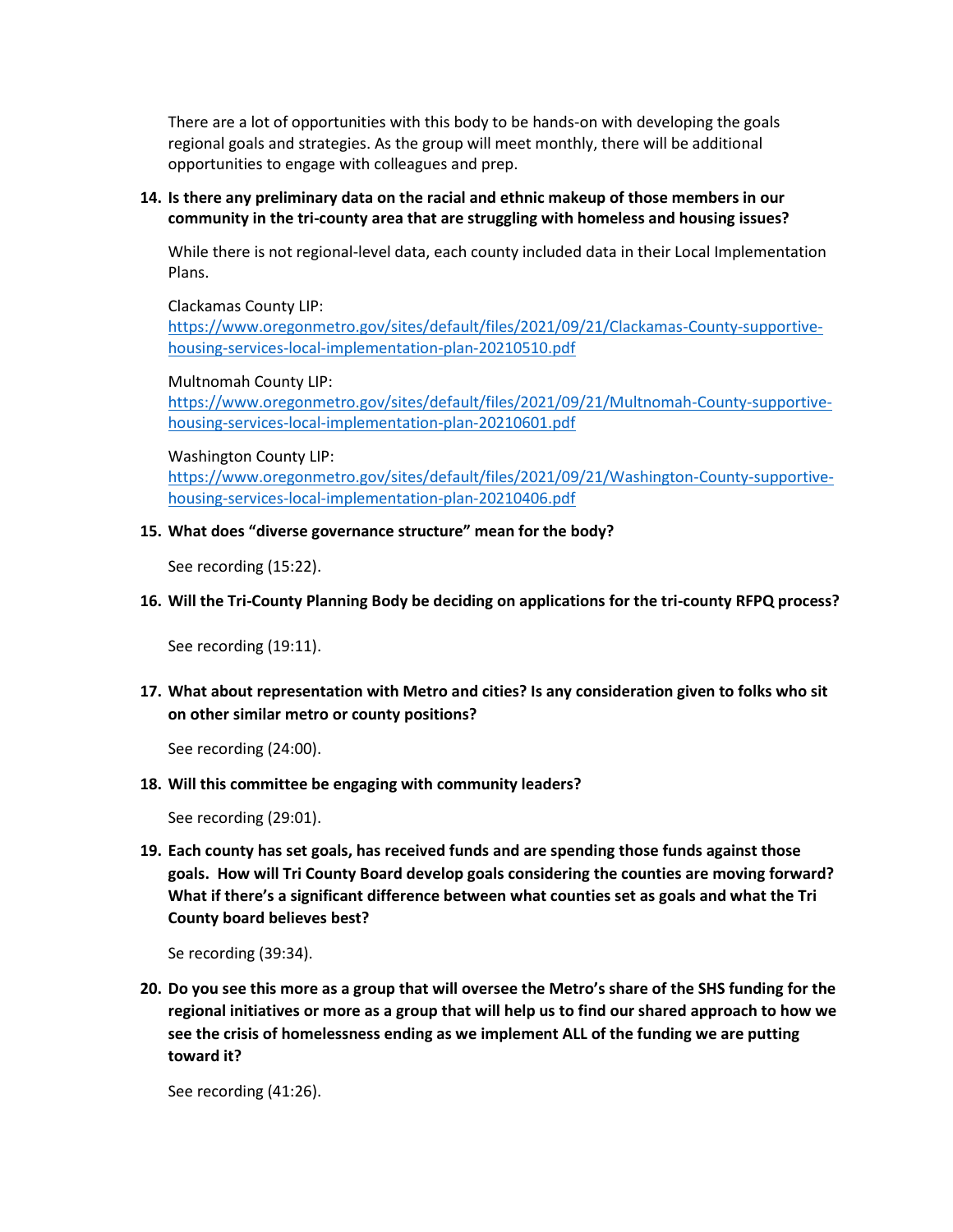There are a lot of opportunities with this body to be hands-on with developing the goals regional goals and strategies. As the group will meet monthly, there will be additional opportunities to engage with colleagues and prep.

14. **Is there any preliminary data on the racial and ethnic makeup of those members in our community in the tri-county area that are struggling with homeless and housing issues?**

    While there is not regional-level data, each county included data in their Local Implementation Plans.

    Clackamas County LIP:
    https://www.oregonmetro.gov/sites/default/files/2021/09/21/Clackamas-County-supportive-housing-services-local-implementation-plan-20210510.pdf

    Multnomah County LIP:
    https://www.oregonmetro.gov/sites/default/files/2021/09/21/Multnomah-County-supportive-housing-services-local-implementation-plan-20210601.pdf

    Washington County LIP:
    https://www.oregonmetro.gov/sites/default/files/2021/09/21/Washington-County-supportive-housing-services-local-implementation-plan-20210406.pdf

15. **What does "diverse governance structure" mean for the body?**

    See recording (15:22).

16. **Will the Tri-County Planning Body be deciding on applications for the tri-county RFPQ process?**

    See recording (19:11).

17. **What about representation with Metro and cities? Is any consideration given to folks who sit on other similar metro or county positions?**

    See recording (24:00).

18. **Will this committee be engaging with community leaders?**

    See recording (29:01).

19. **Each county has set goals, has received funds and are spending those funds against those goals. How will Tri County Board develop goals considering the counties are moving forward? What if there's a significant difference between what counties set as goals and what the Tri County board believes best?**

    Se recording (39:34).

20. **Do you see this more as a group that will oversee the Metro's share of the SHS funding for the regional initiatives or more as a group that will help us to find our shared approach to how we see the crisis of homelessness ending as we implement ALL of the funding we are putting toward it?**

    See recording (41:26).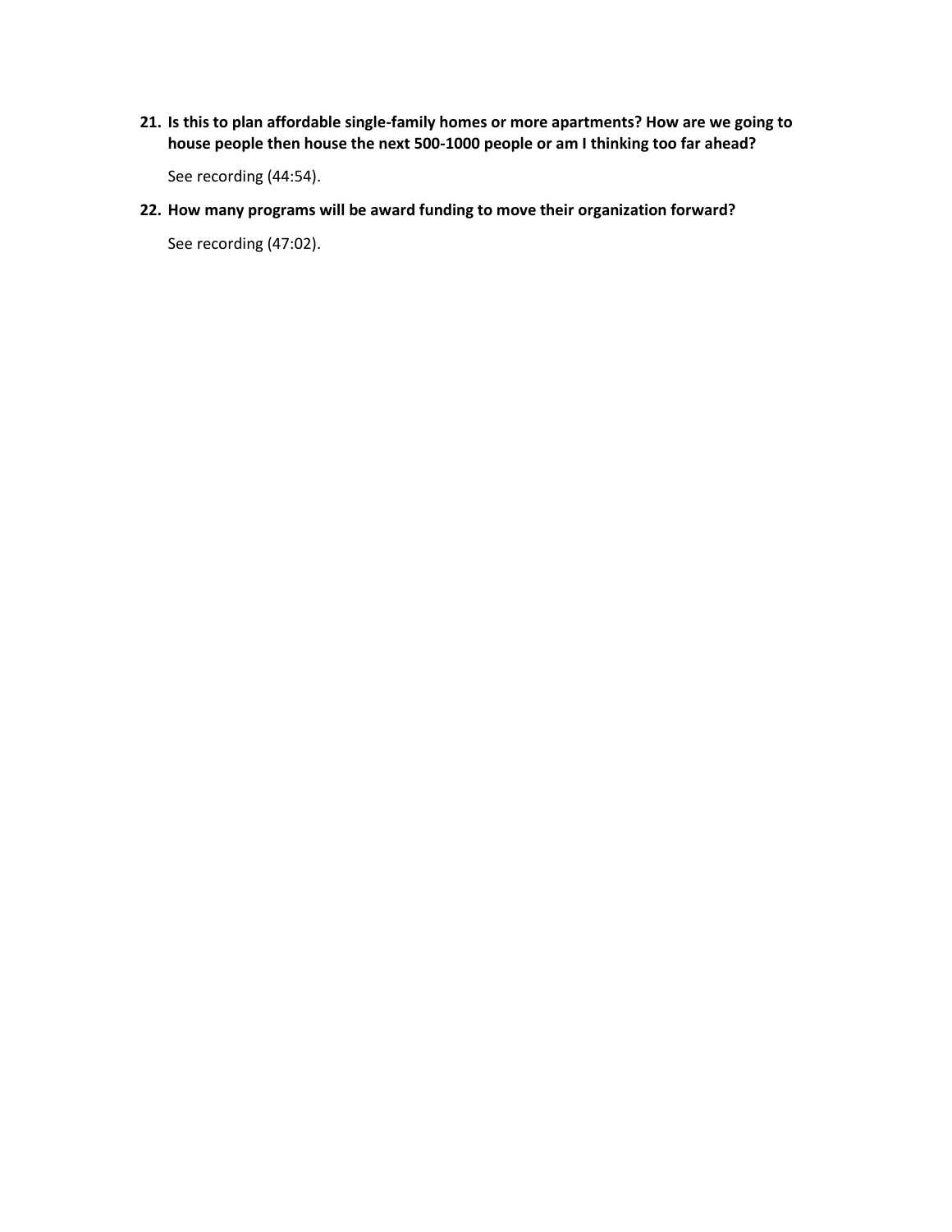21. **Is this to plan affordable single-family homes or more apartments? How are we going to house people then house the next 500-1000 people or am I thinking too far ahead?**

    See recording (44:54).

22. **How many programs will be award funding to move their organization forward?**

    See recording (47:02).